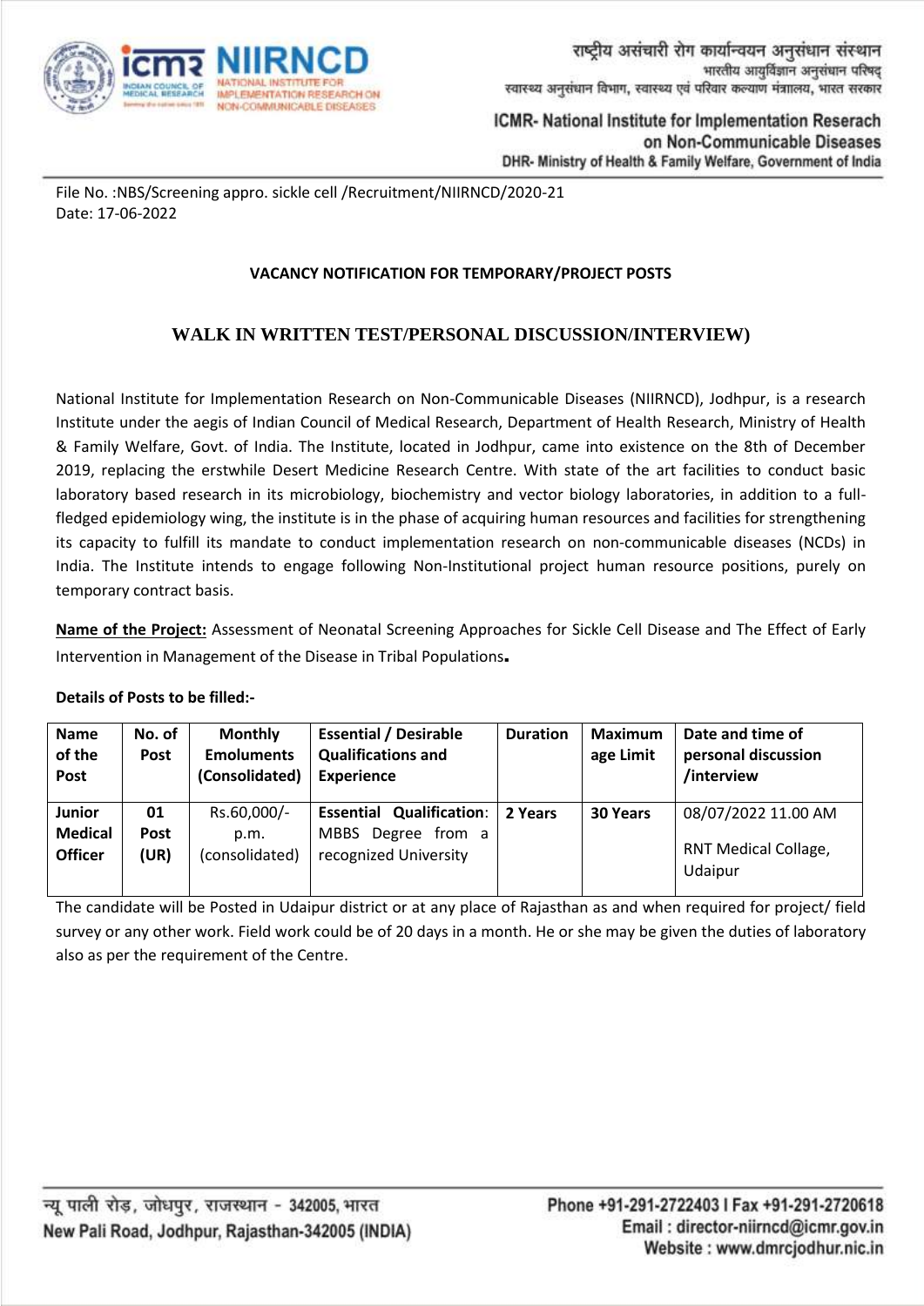राष्ट्रीय असंचारी रोग कार्यान्वयन अनुसंधान संस्थान
भारतीय आयुर्विज्ञान अनुसंधान परिषद्
स्वास्थ्य अनुसंधान विभाग, स्वास्थ्य एवं परिवार कल्याण मंत्रालय, भारत सरकार

ICMR- National Institute for Implementation Reserach on Non-Communicable Diseases
DHR- Ministry of Health & Family Welfare, Government of India

File No. :NBS/Screening appro. sickle cell /Recruitment/NIIRNCD/2020-21
Date: 17-06-2022

**VACANCY NOTIFICATION FOR TEMPORARY/PROJECT POSTS**

**WALK IN WRITTEN TEST/PERSONAL DISCUSSION/INTERVIEW)**

National Institute for Implementation Research on Non-Communicable Diseases (NIIRNCD), Jodhpur, is a research Institute under the aegis of Indian Council of Medical Research, Department of Health Research, Ministry of Health & Family Welfare, Govt. of India. The Institute, located in Jodhpur, came into existence on the 8th of December 2019, replacing the erstwhile Desert Medicine Research Centre. With state of the art facilities to conduct basic laboratory based research in its microbiology, biochemistry and vector biology laboratories, in addition to a full-fledged epidemiology wing, the institute is in the phase of acquiring human resources and facilities for strengthening its capacity to fulfill its mandate to conduct implementation research on non-communicable diseases (NCDs) in India. The Institute intends to engage following Non-Institutional project human resource positions, purely on temporary contract basis.

**Name of the Project:** Assessment of Neonatal Screening Approaches for Sickle Cell Disease and The Effect of Early Intervention in Management of the Disease in Tribal Populations**.**

**Details of Posts to be filled:-**

| Name of the Post | No. of Post | Monthly Emoluments (Consolidated) | Essential / Desirable Qualifications and Experience | Duration | Maximum age Limit | Date and time of personal discussion /interview |
|---|---|---|---|---|---|---|
| **Junior Medical Officer** | **01 Post (UR)** | Rs.60,000/- p.m. (consolidated) | **Essential Qualification**: MBBS Degree from a recognized University | **2 Years** | **30 Years** | 08/07/2022 11.00 AM<br>RNT Medical Collage, Udaipur |

The candidate will be Posted in Udaipur district or at any place of Rajasthan as and when required for project/ field survey or any other work. Field work could be of 20 days in a month. He or she may be given the duties of laboratory also as per the requirement of the Centre.

न्यू पाली रोड़, जोधपुर, राजस्थान - 342005, भारत
New Pali Road, Jodhpur, Rajasthan-342005 (INDIA)

Phone +91-291-2722403 I Fax +91-291-2720618
Email : director-niirncd@icmr.gov.in
Website : www.dmrcjodhur.nic.in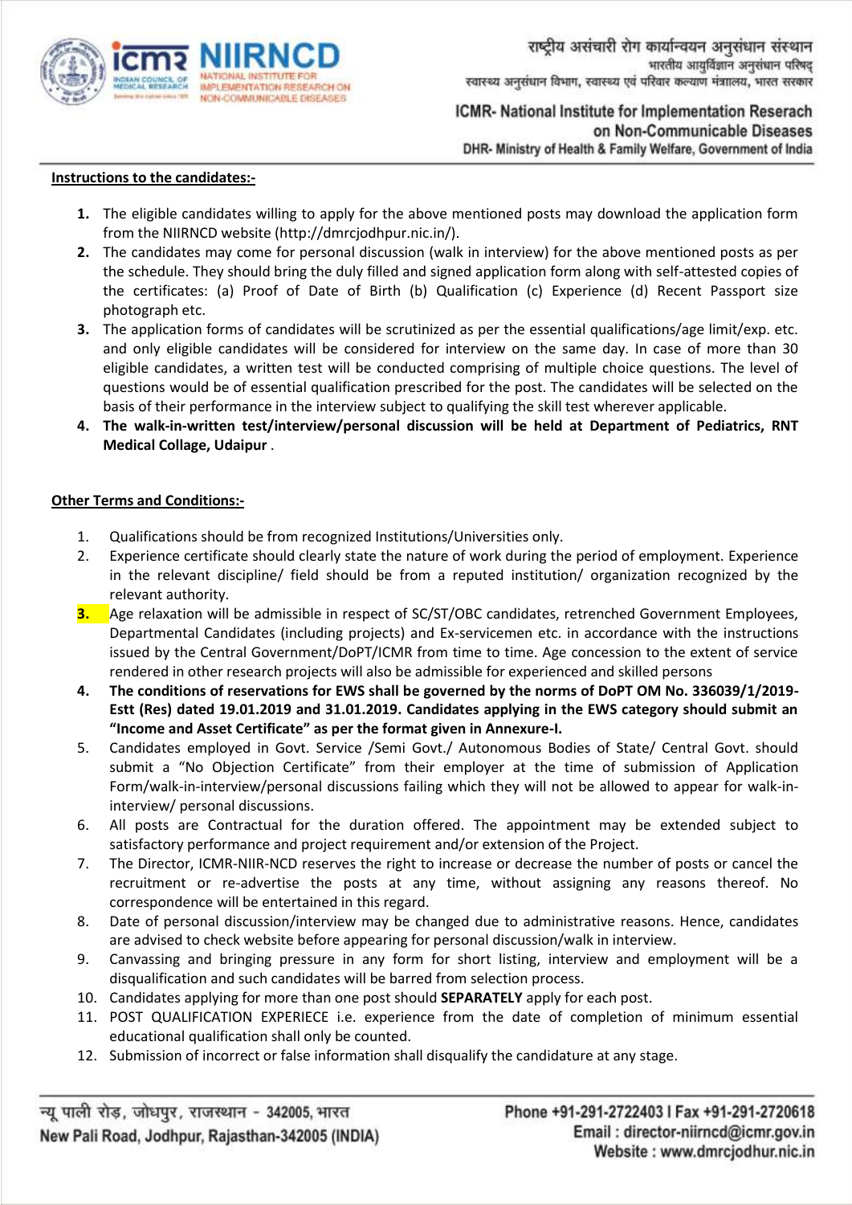**Instructions to the candidates:-**

1. The eligible candidates willing to apply for the above mentioned posts may download the application form from the NIIRNCD website (http://dmrcjodhpur.nic.in/).
2. The candidates may come for personal discussion (walk in interview) for the above mentioned posts as per the schedule. They should bring the duly filled and signed application form along with self-attested copies of the certificates: (a) Proof of Date of Birth (b) Qualification (c) Experience (d) Recent Passport size photograph etc.
3. The application forms of candidates will be scrutinized as per the essential qualifications/age limit/exp. etc. and only eligible candidates will be considered for interview on the same day. In case of more than 30 eligible candidates, a written test will be conducted comprising of multiple choice questions. The level of questions would be of essential qualification prescribed for the post. The candidates will be selected on the basis of their performance in the interview subject to qualifying the skill test wherever applicable.
4. **The walk-in-written test/interview/personal discussion will be held at Department of Pediatrics, RNT Medical Collage, Udaipur** .

**Other Terms and Conditions:-**

1. Qualifications should be from recognized Institutions/Universities only.
2. Experience certificate should clearly state the nature of work during the period of employment. Experience in the relevant discipline/ field should be from a reputed institution/ organization recognized by the relevant authority.
3. Age relaxation will be admissible in respect of SC/ST/OBC candidates, retrenched Government Employees, Departmental Candidates (including projects) and Ex-servicemen etc. in accordance with the instructions issued by the Central Government/DoPT/ICMR from time to time. Age concession to the extent of service rendered in other research projects will also be admissible for experienced and skilled persons
4. **The conditions of reservations for EWS shall be governed by the norms of DoPT OM No. 336039/1/2019-Estt (Res) dated 19.01.2019 and 31.01.2019. Candidates applying in the EWS category should submit an "Income and Asset Certificate" as per the format given in Annexure-I.**
5. Candidates employed in Govt. Service /Semi Govt./ Autonomous Bodies of State/ Central Govt. should submit a "No Objection Certificate" from their employer at the time of submission of Application Form/walk-in-interview/personal discussions failing which they will not be allowed to appear for walk-in-interview/ personal discussions.
6. All posts are Contractual for the duration offered. The appointment may be extended subject to satisfactory performance and project requirement and/or extension of the Project.
7. The Director, ICMR-NIIR-NCD reserves the right to increase or decrease the number of posts or cancel the recruitment or re-advertise the posts at any time, without assigning any reasons thereof. No correspondence will be entertained in this regard.
8. Date of personal discussion/interview may be changed due to administrative reasons. Hence, candidates are advised to check website before appearing for personal discussion/walk in interview.
9. Canvassing and bringing pressure in any form for short listing, interview and employment will be a disqualification and such candidates will be barred from selection process.
10. Candidates applying for more than one post should **SEPARATELY** apply for each post.
11. POST QUALIFICATION EXPERIECE i.e. experience from the date of completion of minimum essential educational qualification shall only be counted.
12. Submission of incorrect or false information shall disqualify the candidature at any stage.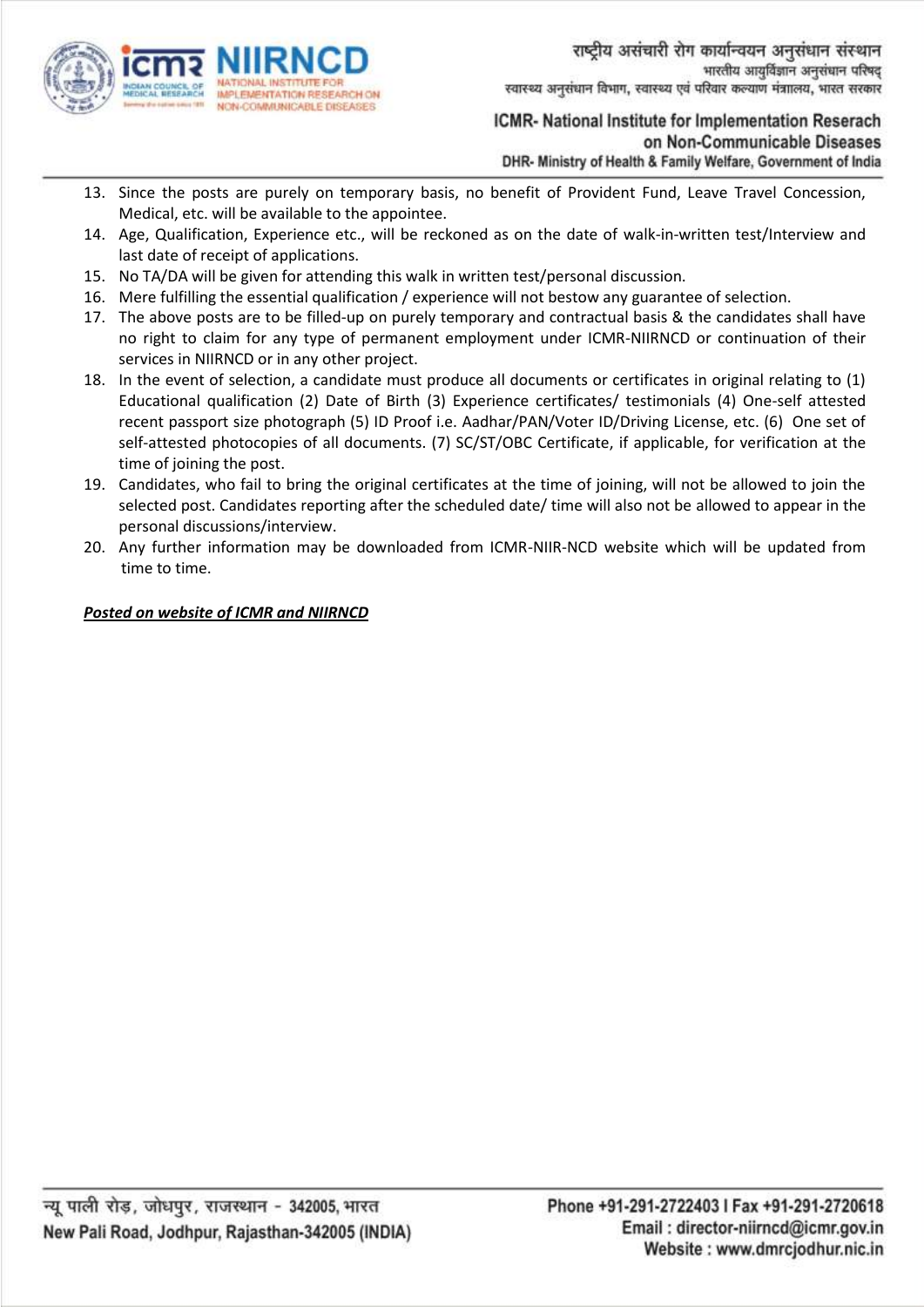13. Since the posts are purely on temporary basis, no benefit of Provident Fund, Leave Travel Concession, Medical, etc. will be available to the appointee.
14. Age, Qualification, Experience etc., will be reckoned as on the date of walk-in-written test/Interview and last date of receipt of applications.
15. No TA/DA will be given for attending this walk in written test/personal discussion.
16. Mere fulfilling the essential qualification / experience will not bestow any guarantee of selection.
17. The above posts are to be filled-up on purely temporary and contractual basis & the candidates shall have no right to claim for any type of permanent employment under ICMR-NIIRNCD or continuation of their services in NIIRNCD or in any other project.
18. In the event of selection, a candidate must produce all documents or certificates in original relating to (1) Educational qualification (2) Date of Birth (3) Experience certificates/ testimonials (4) One-self attested recent passport size photograph (5) ID Proof i.e. Aadhar/PAN/Voter ID/Driving License, etc. (6) One set of self-attested photocopies of all documents. (7) SC/ST/OBC Certificate, if applicable, for verification at the time of joining the post.
19. Candidates, who fail to bring the original certificates at the time of joining, will not be allowed to join the selected post. Candidates reporting after the scheduled date/ time will also not be allowed to appear in the personal discussions/interview.
20. Any further information may be downloaded from ICMR-NIIR-NCD website which will be updated from time to time.

***Posted on website of ICMR and NIIRNCD***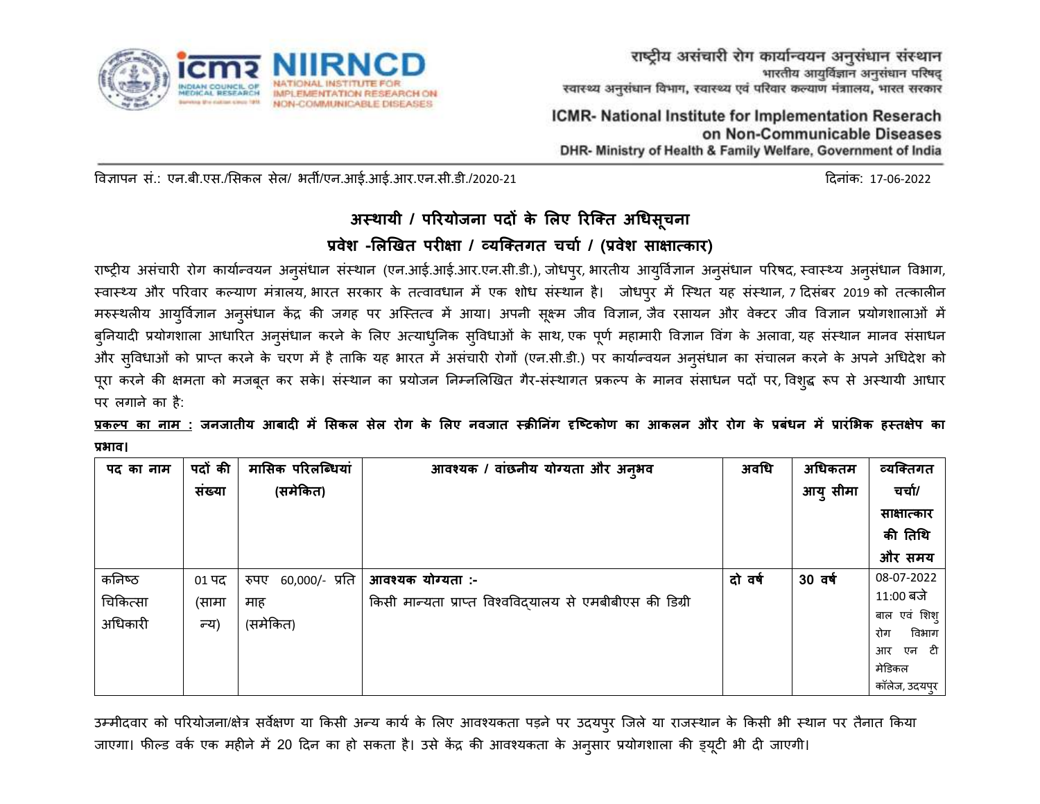राष्ट्रीय असंचारी रोग कार्यान्वयन अनुसंधान संस्थान
भारतीय आयुर्विज्ञान अनुसंधान परिषद्
स्वास्थ्य अनुसंधान विभाग, स्वास्थ्य एवं परिवार कल्याण मंत्रालय, भारत सरकार

ICMR- National Institute for Implementation Reserach on Non-Communicable Diseases
DHR- Ministry of Health & Family Welfare, Government of India

विज्ञापन सं.: एन.बी.एस./सिकल सेल/ भर्ती/एन.आई.आई.आर.एन.सी.डी./2020-21

दिनांक: 17-06-2022

## अस्थायी / परियोजना पदों के लिए रिक्ति अधिसूचना

## प्रवेश -लिखित परीक्षा / व्यक्तिगत चर्चा / (प्रवेश साक्षात्कार)

राष्ट्रीय असंचारी रोग कार्यान्वयन अनुसंधान संस्थान (एन.आई.आई.आर.एन.सी.डी.), जोधपुर, भारतीय आयुर्विज्ञान अनुसंधान परिषद, स्वास्थ्य अनुसंधान विभाग, स्वास्थ्य और परिवार कल्याण मंत्रालय, भारत सरकार के तत्वावधान में एक शोध संस्थान है। जोधपुर में स्थित यह संस्थान, 7 दिसंबर 2019 को तत्कालीन मरुस्थलीय आयुर्विज्ञान अनुसंधान केंद्र की जगह पर अस्तित्व में आया। अपनी सूक्ष्म जीव विज्ञान, जैव रसायन और वेक्टर जीव विज्ञान प्रयोगशालाओं में बुनियादी प्रयोगशाला आधारित अनुसंधान करने के लिए अत्याधुनिक सुविधाओं के साथ, एक पूर्ण महामारी विज्ञान विंग के अलावा, यह संस्थान मानव संसाधन और सुविधाओं को प्राप्त करने के चरण में है ताकि यह भारत में असंचारी रोगों (एन.सी.डी.) पर कार्यान्वयन अनुसंधान का संचालन करने के अपने अधिदेश को पूरा करने की क्षमता को मजबूत कर सके। संस्थान का प्रयोजन निम्नलिखित गैर-संस्थागत प्रकल्प के मानव संसाधन पदों पर, विशुद्ध रूप से अस्थायी आधार पर लगाने का है:

**<u>प्रकल्प का नाम :</u> जनजातीय आबादी में सिकल सेल रोग के लिए नवजात स्क्रीनिंग दृष्टिकोण का आकलन और रोग के प्रबंधन में प्रारंभिक हस्तक्षेप का प्रभाव।**

| पद का नाम | पदों की संख्या | मासिक परिलब्धियां (समेकित) | आवश्यक / वांछनीय योग्यता और अनुभव | अवधि | अधिकतम आयु सीमा | व्यक्तिगत चर्चा/ साक्षात्कार की तिथि और समय |
|---|---|---|---|---|---|---|
| कनिष्ठ चिकित्सा अधिकारी | 01 पद (सामान्य) | रुपए 60,000/- प्रति माह (समेकित) | **आवश्यक योग्यता :-**<br>किसी मान्यता प्राप्त विश्वविद्यालय से एमबीबीएस की डिग्री | **दो वर्ष** | **30 वर्ष** | 08-07-2022<br>11:00 बजे<br>बाल एवं शिशु रोग विभाग आर एन टी मेडिकल कॉलेज, उदयपुर |

उम्मीदवार को परियोजना/क्षेत्र सर्वेक्षण या किसी अन्य कार्य के लिए आवश्यकता पड़ने पर उदयपुर जिले या राजस्थान के किसी भी स्थान पर तैनात किया जाएगा। फील्ड वर्क एक महीने में 20 दिन का हो सकता है। उसे केंद्र की आवश्यकता के अनुसार प्रयोगशाला की ड्यूटी भी दी जाएगी।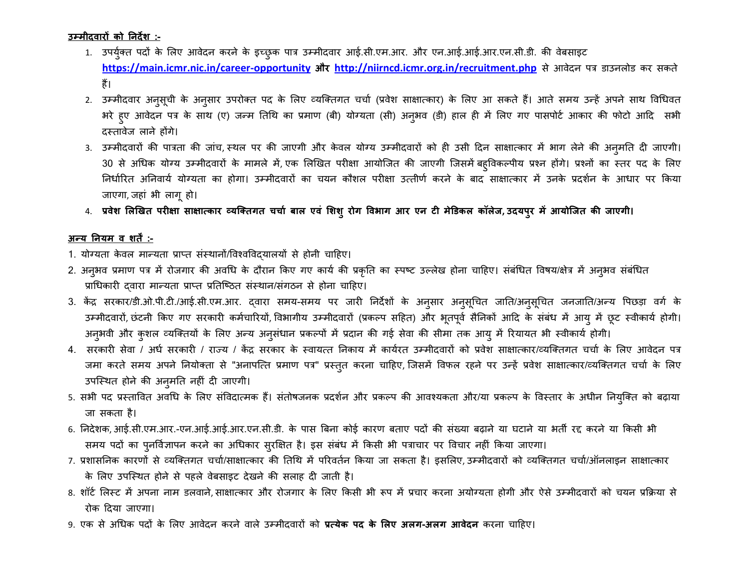**<u>उम्मीदवारों को निर्देश :-</u>**

1. उपर्युक्त पदों के लिए आवेदन करने के इच्छुक पात्र उम्मीदवार आई.सी.एम.आर. और एन.आई.आई.आर.एन.सी.डी. की वेबसाइट **https://main.icmr.nic.in/career-opportunity और http://niirncd.icmr.org.in/recruitment.php** से आवेदन पत्र डाउनलोड कर सकते हैं।
2. उम्मीदवार अनुसूची के अनुसार उपरोक्त पद के लिए व्यक्तिगत चर्चा (प्रवेश साक्षात्कार) के लिए आ सकते हैं। आते समय उन्हें अपने साथ विधिवत भरे हुए आवेदन पत्र के साथ (ए) जन्म तिथि का प्रमाण (बी) योग्यता (सी) अनुभव (डी) हाल ही में लिए गए पासपोर्ट आकार की फोटो आदि सभी दस्तावेज लाने होंगे।
3. उम्मीदवारों की पात्रता की जांच, स्थल पर की जाएगी और केवल योग्य उम्मीदवारों को ही उसी दिन साक्षात्कार में भाग लेने की अनुमति दी जाएगी। 30 से अधिक योग्य उम्मीदवारों के मामले में, एक लिखित परीक्षा आयोजित की जाएगी जिसमें बहुविकल्पीय प्रश्न होंगे। प्रश्नों का स्तर पद के लिए निर्धारित अनिवार्य योग्यता का होगा। उम्मीदवारों का चयन कौशल परीक्षा उत्तीर्ण करने के बाद साक्षात्कार में उनके प्रदर्शन के आधार पर किया जाएगा, जहां भी लागू हो।
4. **प्रवेश लिखित परीक्षा साक्षात्कार व्यक्तिगत चर्चा बाल एवं शिशु रोग विभाग आर एन टी मेडिकल कॉलेज, उदयपुर में आयोजित की जाएगी।**

**<u>अन्य नियम व शर्तें :-</u>**

1. योग्यता केवल मान्यता प्राप्त संस्थानों/विश्वविद्यालयों से होनी चाहिए।
2. अनुभव प्रमाण पत्र में रोजगार की अवधि के दौरान किए गए कार्य की प्रकृति का स्पष्ट उल्लेख होना चाहिए। संबंधित विषय/क्षेत्र में अनुभव संबंधित प्राधिकारी द्वारा मान्यता प्राप्त प्रतिष्ठित संस्थान/संगठन से होना चाहिए।
3. केंद्र सरकार/डी.ओ.पी.टी./आई.सी.एम.आर. द्वारा समय-समय पर जारी निर्देशों के अनुसार अनुसूचित जाति/अनुसूचित जनजाति/अन्य पिछड़ा वर्ग के उम्मीदवारों, छंटनी किए गए सरकारी कर्मचारियों, विभागीय उम्मीदवारों (प्रकल्प सहित) और भूतपूर्व सैनिकों आदि के संबंध में आयु में छूट स्वीकार्य होगी। अनुभवी और कुशल व्यक्तियों के लिए अन्य अनुसंधान प्रकल्पों में प्रदान की गई सेवा की सीमा तक आयु में रियायत भी स्वीकार्य होगी।
4. सरकारी सेवा / अर्ध सरकारी / राज्य / केंद्र सरकार के स्वायत्त निकाय में कार्यरत उम्मीदवारों को प्रवेश साक्षात्कार/व्यक्तिगत चर्चा के लिए आवेदन पत्र जमा करते समय अपने नियोक्ता से "अनापत्ति प्रमाण पत्र" प्रस्तुत करना चाहिए, जिसमें विफल रहने पर उन्हें प्रवेश साक्षात्कार/व्यक्तिगत चर्चा के लिए उपस्थित होने की अनुमति नहीं दी जाएगी।
5. सभी पद प्रस्तावित अवधि के लिए संविदात्मक हैं। संतोषजनक प्रदर्शन और प्रकल्प की आवश्यकता और/या प्रकल्प के विस्तार के अधीन नियुक्ति को बढ़ाया जा सकता है।
6. निदेशक, आई.सी.एम.आर.-एन.आई.आई.आर.एन.सी.डी. के पास बिना कोई कारण बताए पदों की संख्या बढ़ाने या घटाने या भर्ती रद्द करने या किसी भी समय पदों का पुनर्विज्ञापन करने का अधिकार सुरक्षित है। इस संबंध में किसी भी पत्राचार पर विचार नहीं किया जाएगा।
7. प्रशासनिक कारणों से व्यक्तिगत चर्चा/साक्षात्कार की तिथि में परिवर्तन किया जा सकता है। इसलिए, उम्मीदवारों को व्यक्तिगत चर्चा/ऑनलाइन साक्षात्कार के लिए उपस्थित होने से पहले वेबसाइट देखने की सलाह दी जाती है।
8. शॉर्ट लिस्ट में अपना नाम डलवाने, साक्षात्कार और रोजगार के लिए किसी भी रूप में प्रचार करना अयोग्यता होगी और ऐसे उम्मीदवारों को चयन प्रक्रिया से रोक दिया जाएगा।
9. एक से अधिक पदों के लिए आवेदन करने वाले उम्मीदवारों को **प्रत्येक पद के लिए अलग-अलग आवेदन** करना चाहिए।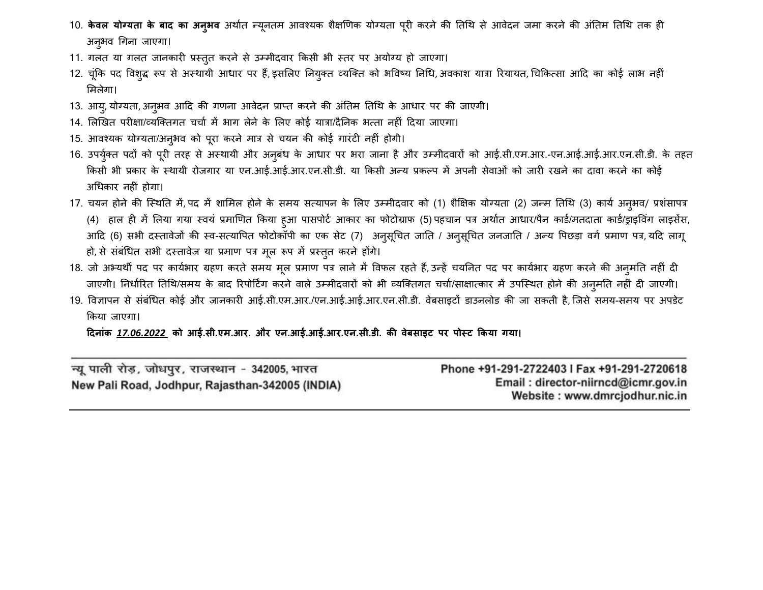10. **केवल योग्यता के बाद का अनुभव** अर्थात न्यूनतम आवश्यक शैक्षणिक योग्यता पूरी करने की तिथि से आवेदन जमा करने की अंतिम तिथि तक ही अनुभव गिना जाएगा।
11. गलत या गलत जानकारी प्रस्तुत करने से उम्मीदवार किसी भी स्तर पर अयोग्य हो जाएगा।
12. चूंकि पद विशुद्ध रूप से अस्थायी आधार पर हैं, इसलिए नियुक्त व्यक्ति को भविष्य निधि, अवकाश यात्रा रियायत, चिकित्सा आदि का कोई लाभ नहीं मिलेगा।
13. आयु, योग्यता, अनुभव आदि की गणना आवेदन प्राप्त करने की अंतिम तिथि के आधार पर की जाएगी।
14. लिखित परीक्षा/व्यक्तिगत चर्चा में भाग लेने के लिए कोई यात्रा/दैनिक भत्ता नहीं दिया जाएगा।
15. आवश्यक योग्यता/अनुभव को पूरा करने मात्र से चयन की कोई गारंटी नहीं होगी।
16. उपर्युक्त पदों को पूरी तरह से अस्थायी और अनुबंध के आधार पर भरा जाना है और उम्मीदवारों को आई.सी.एम.आर.-एन.आई.आई.आर.एन.सी.डी. के तहत किसी भी प्रकार के स्थायी रोजगार या एन.आई.आई.आर.एन.सी.डी. या किसी अन्य प्रकल्प में अपनी सेवाओं को जारी रखने का दावा करने का कोई अधिकार नहीं होगा।
17. चयन होने की स्थिति में, पद में शामिल होने के समय सत्यापन के लिए उम्मीदवार को (1) शैक्षिक योग्यता (2) जन्म तिथि (3) कार्य अनुभव/ प्रशंसापत्र (4) हाल ही में लिया गया स्वयं प्रमाणित किया हुआ पासपोर्ट आकार का फोटोग्राफ (5) पहचान पत्र अर्थात आधार/पैन कार्ड/मतदाता कार्ड/ड्राइविंग लाइसेंस, आदि (6) सभी दस्तावेजों की स्व-सत्यापित फोटोकॉपी का एक सेट (7) अनुसूचित जाति / अनुसूचित जनजाति / अन्य पिछड़ा वर्ग प्रमाण पत्र, यदि लागू हो, से संबंधित सभी दस्तावेज या प्रमाण पत्र मूल रूप में प्रस्तुत करने होंगे।
18. जो अभ्यर्थी पद पर कार्यभार ग्रहण करते समय मूल प्रमाण पत्र लाने में विफल रहते हैं, उन्हें चयनित पद पर कार्यभार ग्रहण करने की अनुमति नहीं दी जाएगी। निर्धारित तिथि/समय के बाद रिपोर्टिंग करने वाले उम्मीदवारों को भी व्यक्तिगत चर्चा/साक्षात्कार में उपस्थित होने की अनुमति नहीं दी जाएगी।
19. विज्ञापन से संबंधित कोई और जानकारी आई.सी.एम.आर./एन.आई.आई.आर.एन.सी.डी. वेबसाइटों डाउनलोड की जा सकती है, जिसे समय-समय पर अपडेट किया जाएगा।

**दिनांक _17.06.2022_ को आई.सी.एम.आर. और एन.आई.आई.आर.एन.सी.डी. की वेबसाइट पर पोस्ट किया गया।**

न्यू पाली रोड, जोधपुर, राजस्थान - 342005, भारत
New Pali Road, Jodhpur, Rajasthan-342005 (INDIA)

Phone +91-291-2722403 I Fax +91-291-2720618
Email : director-niirncd@icmr.gov.in
Website : www.dmrcjodhur.nic.in